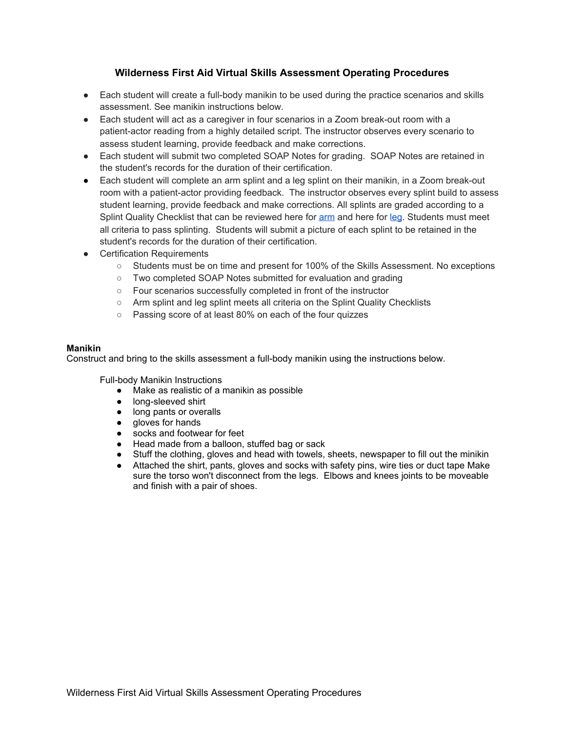# Wilderness First Aid Virtual Skills Assessment Operating Procedures

- Each student will create a full-body manikin to be used during the practice scenarios and skills assessment. See manikin instructions below.
- Each student will act as a caregiver in four scenarios in a Zoom break-out room with a patient-actor reading from a highly detailed script. The instructor observes every scenario to assess student learning, provide feedback and make corrections.
- Each student will submit two completed SOAP Notes for grading. SOAP Notes are retained in the student's records for the duration of their certification.
- Each student will complete an arm splint and a leg splint on their manikin, in a Zoom break-out room with a patient-actor providing feedback. The instructor observes every splint build to assess student learning, provide feedback and make corrections. All splints are graded according to a Splint Quality Checklist that can be reviewed here for arm and here for leg. Students must meet all criteria to pass splinting. Students will submit a picture of each splint to be retained in the student's records for the duration of their certification.
- Certification Requirements
  - Students must be on time and present for 100% of the Skills Assessment. No exceptions
  - Two completed SOAP Notes submitted for evaluation and grading
  - Four scenarios successfully completed in front of the instructor
  - Arm splint and leg splint meets all criteria on the Splint Quality Checklists
  - Passing score of at least 80% on each of the four quizzes

**Manikin**

Construct and bring to the skills assessment a full-body manikin using the instructions below.

Full-body Manikin Instructions

- Make as realistic of a manikin as possible
- long-sleeved shirt
- long pants or overalls
- gloves for hands
- socks and footwear for feet
- Head made from a balloon, stuffed bag or sack
- Stuff the clothing, gloves and head with towels, sheets, newspaper to fill out the minikin
- Attached the shirt, pants, gloves and socks with safety pins, wire ties or duct tape Make sure the torso won't disconnect from the legs. Elbows and knees joints to be moveable and finish with a pair of shoes.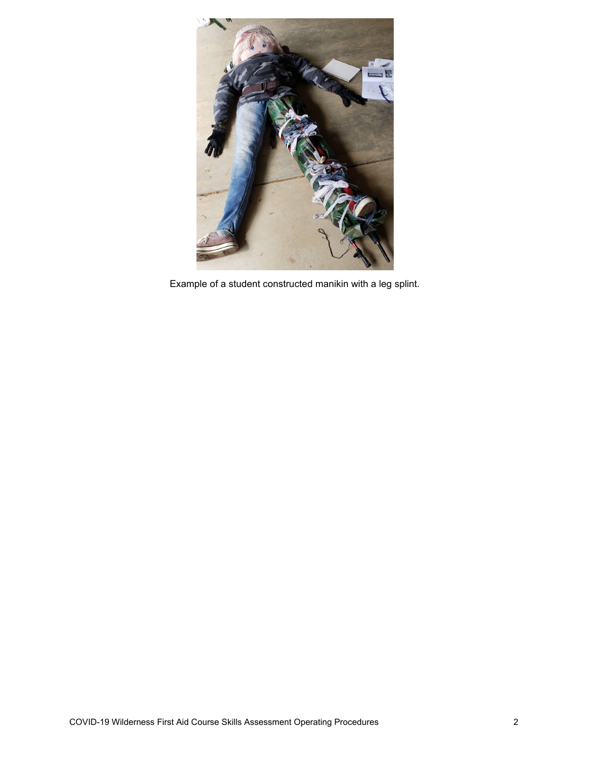Example of a student constructed manikin with a leg splint.